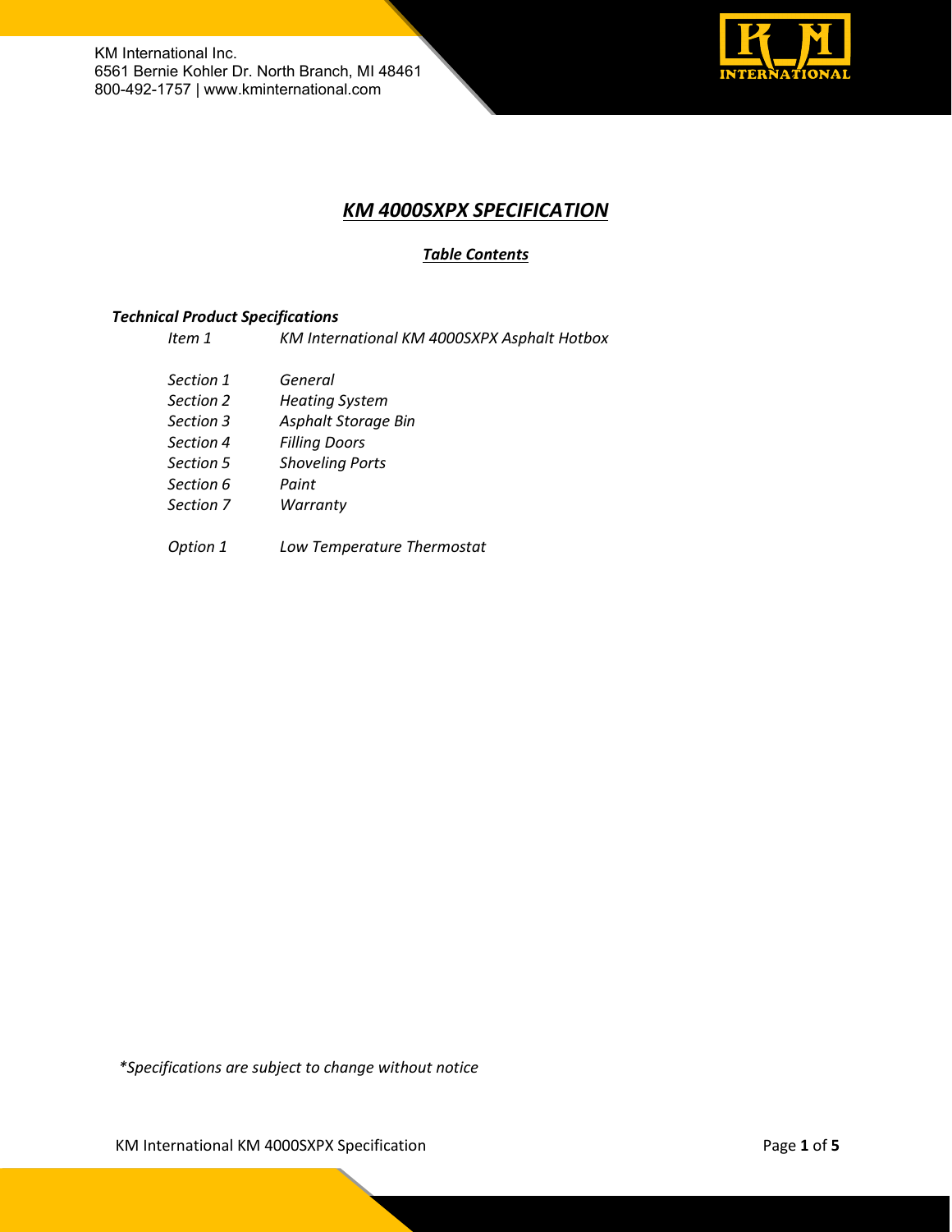KM International Inc.
6561 Bernie Kohler Dr. North Branch, MI 48461
800-492-1757 | www.kminternational.com

# *KM 4000SXPX SPECIFICATION*

## *Table Contents*

***Technical Product Specifications***

| | |
|---|---|
| *Item 1* | *KM International KM 4000SXPX Asphalt Hotbox* |
| | |
| *Section 1* | *General* |
| *Section 2* | *Heating System* |
| *Section 3* | *Asphalt Storage Bin* |
| *Section 4* | *Filling Doors* |
| *Section 5* | *Shoveling Ports* |
| *Section 6* | *Paint* |
| *Section 7* | *Warranty* |
| | |
| *Option 1* | *Low Temperature Thermostat* |

**Specifications are subject to change without notice*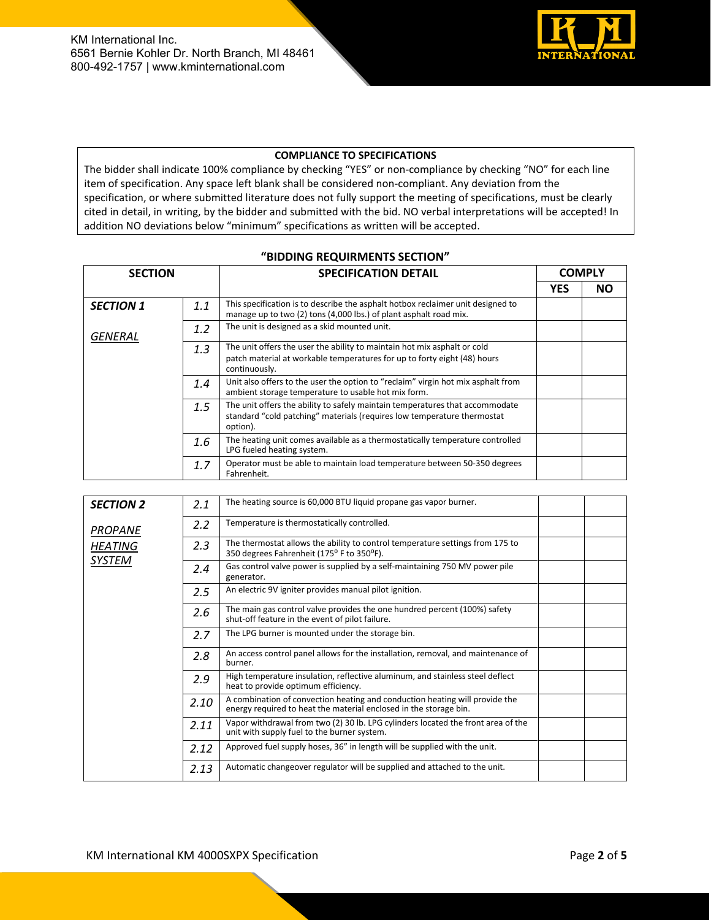KM International Inc.
6561 Bernie Kohler Dr. North Branch, MI 48461
800-492-1757 | www.kminternational.com

**COMPLIANCE TO SPECIFICATIONS**

The bidder shall indicate 100% compliance by checking "YES" or non-compliance by checking "NO" for each line item of specification. Any space left blank shall be considered non-compliant. Any deviation from the specification, or where submitted literature does not fully support the meeting of specifications, must be clearly cited in detail, in writing, by the bidder and submitted with the bid. NO verbal interpretations will be accepted! In addition NO deviations below "minimum" specifications as written will be accepted.

**"BIDDING REQUIRMENTS SECTION"**

| SECTION | | SPECIFICATION DETAIL | COMPLY | |
|---|---|---|---|---|
| | | | **YES** | **NO** |
| ***SECTION 1*** <br> *GENERAL* | *1.1* | This specification is to describe the asphalt hotbox reclaimer unit designed to manage up to two (2) tons (4,000 lbs.) of plant asphalt road mix. | | |
| | *1.2* | The unit is designed as a skid mounted unit. | | |
| | *1.3* | The unit offers the user the ability to maintain hot mix asphalt or cold patch material at workable temperatures for up to forty eight (48) hours continuously. | | |
| | *1.4* | Unit also offers to the user the option to "reclaim" virgin hot mix asphalt from ambient storage temperature to usable hot mix form. | | |
| | *1.5* | The unit offers the ability to safely maintain temperatures that accommodate standard "cold patching" materials (requires low temperature thermostat option). | | |
| | *1.6* | The heating unit comes available as a thermostatically temperature controlled LPG fueled heating system. | | |
| | *1.7* | Operator must be able to maintain load temperature between 50-350 degrees Fahrenheit. | | |

| SECTION | | SPECIFICATION DETAIL | YES | NO |
|---|---|---|---|---|
| ***SECTION 2*** <br> *PROPANE HEATING SYSTEM* | *2.1* | The heating source is 60,000 BTU liquid propane gas vapor burner. | | |
| | *2.2* | Temperature is thermostatically controlled. | | |
| | *2.3* | The thermostat allows the ability to control temperature settings from 175 to 350 degrees Fahrenheit (175⁰ F to 350⁰F). | | |
| | *2.4* | Gas control valve power is supplied by a self-maintaining 750 MV power pile generator. | | |
| | *2.5* | An electric 9V igniter provides manual pilot ignition. | | |
| | *2.6* | The main gas control valve provides the one hundred percent (100%) safety shut-off feature in the event of pilot failure. | | |
| | *2.7* | The LPG burner is mounted under the storage bin. | | |
| | *2.8* | An access control panel allows for the installation, removal, and maintenance of burner. | | |
| | *2.9* | High temperature insulation, reflective aluminum, and stainless steel deflect heat to provide optimum efficiency. | | |
| | *2.10* | A combination of convection heating and conduction heating will provide the energy required to heat the material enclosed in the storage bin. | | |
| | *2.11* | Vapor withdrawal from two (2) 30 lb. LPG cylinders located the front area of the unit with supply fuel to the burner system. | | |
| | *2.12* | Approved fuel supply hoses, 36" in length will be supplied with the unit. | | |
| | *2.13* | Automatic changeover regulator will be supplied and attached to the unit. | | |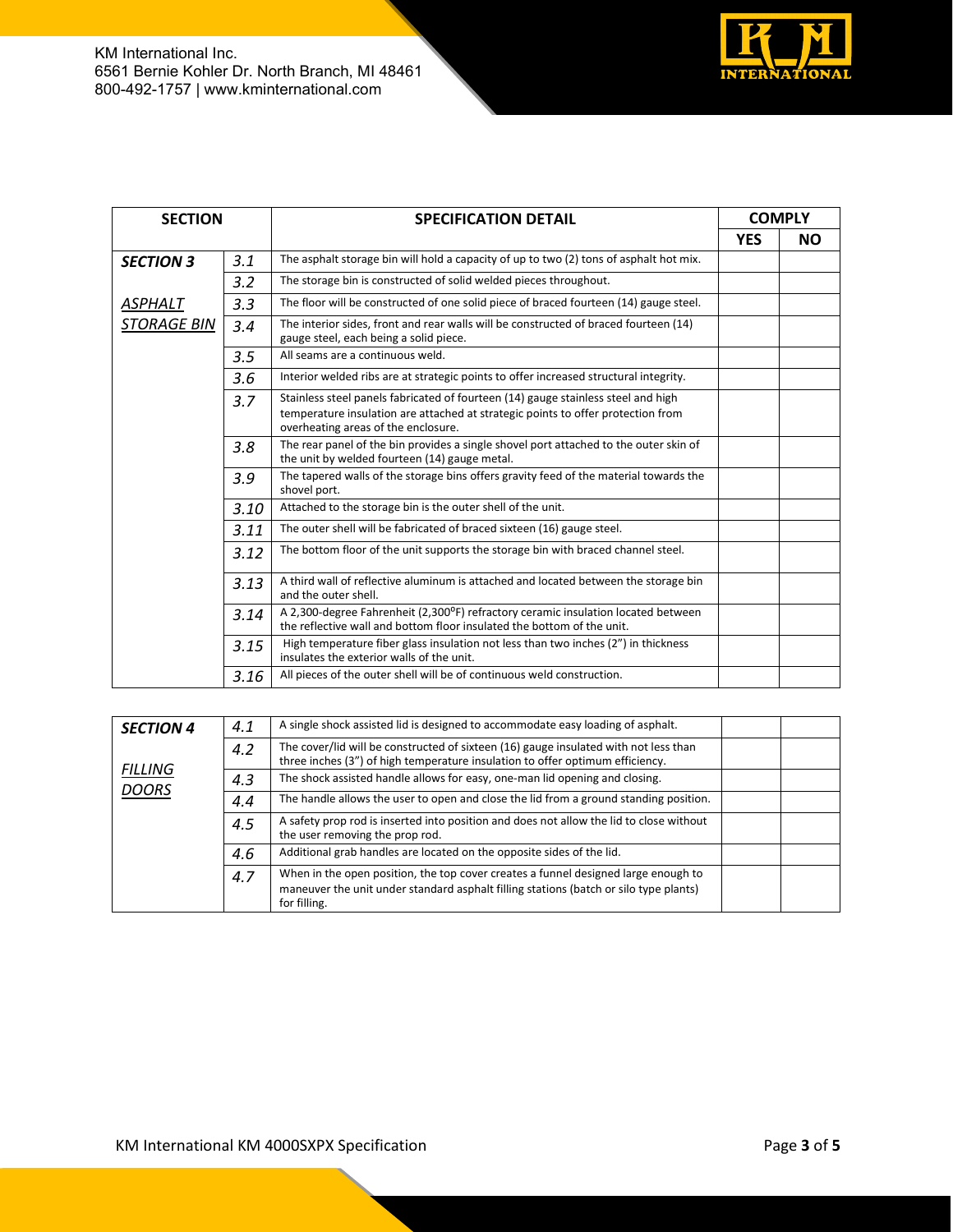| SECTION | | SPECIFICATION DETAIL | COMPLY | |
|---|---|---|---|---|
| | | | YES | NO |
| ***SECTION 3*** | *3.1* | The asphalt storage bin will hold a capacity of up to two (2) tons of asphalt hot mix. | | |
| | *3.2* | The storage bin is constructed of solid welded pieces throughout. | | |
| ***ASPHALT STORAGE BIN*** | *3.3* | The floor will be constructed of one solid piece of braced fourteen (14) gauge steel. | | |
| | *3.4* | The interior sides, front and rear walls will be constructed of braced fourteen (14) gauge steel, each being a solid piece. | | |
| | *3.5* | All seams are a continuous weld. | | |
| | *3.6* | Interior welded ribs are at strategic points to offer increased structural integrity. | | |
| | *3.7* | Stainless steel panels fabricated of fourteen (14) gauge stainless steel and high temperature insulation are attached at strategic points to offer protection from overheating areas of the enclosure. | | |
| | *3.8* | The rear panel of the bin provides a single shovel port attached to the outer skin of the unit by welded fourteen (14) gauge metal. | | |
| | *3.9* | The tapered walls of the storage bins offers gravity feed of the material towards the shovel port. | | |
| | *3.10* | Attached to the storage bin is the outer shell of the unit. | | |
| | *3.11* | The outer shell will be fabricated of braced sixteen (16) gauge steel. | | |
| | *3.12* | The bottom floor of the unit supports the storage bin with braced channel steel. | | |
| | *3.13* | A third wall of reflective aluminum is attached and located between the storage bin and the outer shell. | | |
| | *3.14* | A 2,300-degree Fahrenheit (2,300°F) refractory ceramic insulation located between the reflective wall and bottom floor insulated the bottom of the unit. | | |
| | *3.15* | High temperature fiber glass insulation not less than two inches (2") in thickness insulates the exterior walls of the unit. | | |
| | *3.16* | All pieces of the outer shell will be of continuous weld construction. | | |

| | | | | |
|---|---|---|---|---|
| ***SECTION 4*** | *4.1* | A single shock assisted lid is designed to accommodate easy loading of asphalt. | | |
| | *4.2* | The cover/lid will be constructed of sixteen (16) gauge insulated with not less than three inches (3") of high temperature insulation to offer optimum efficiency. | | |
| ***FILLING DOORS*** | *4.3* | The shock assisted handle allows for easy, one-man lid opening and closing. | | |
| | *4.4* | The handle allows the user to open and close the lid from a ground standing position. | | |
| | *4.5* | A safety prop rod is inserted into position and does not allow the lid to close without the user removing the prop rod. | | |
| | *4.6* | Additional grab handles are located on the opposite sides of the lid. | | |
| | *4.7* | When in the open position, the top cover creates a funnel designed large enough to maneuver the unit under standard asphalt filling stations (batch or silo type plants) for filling. | | |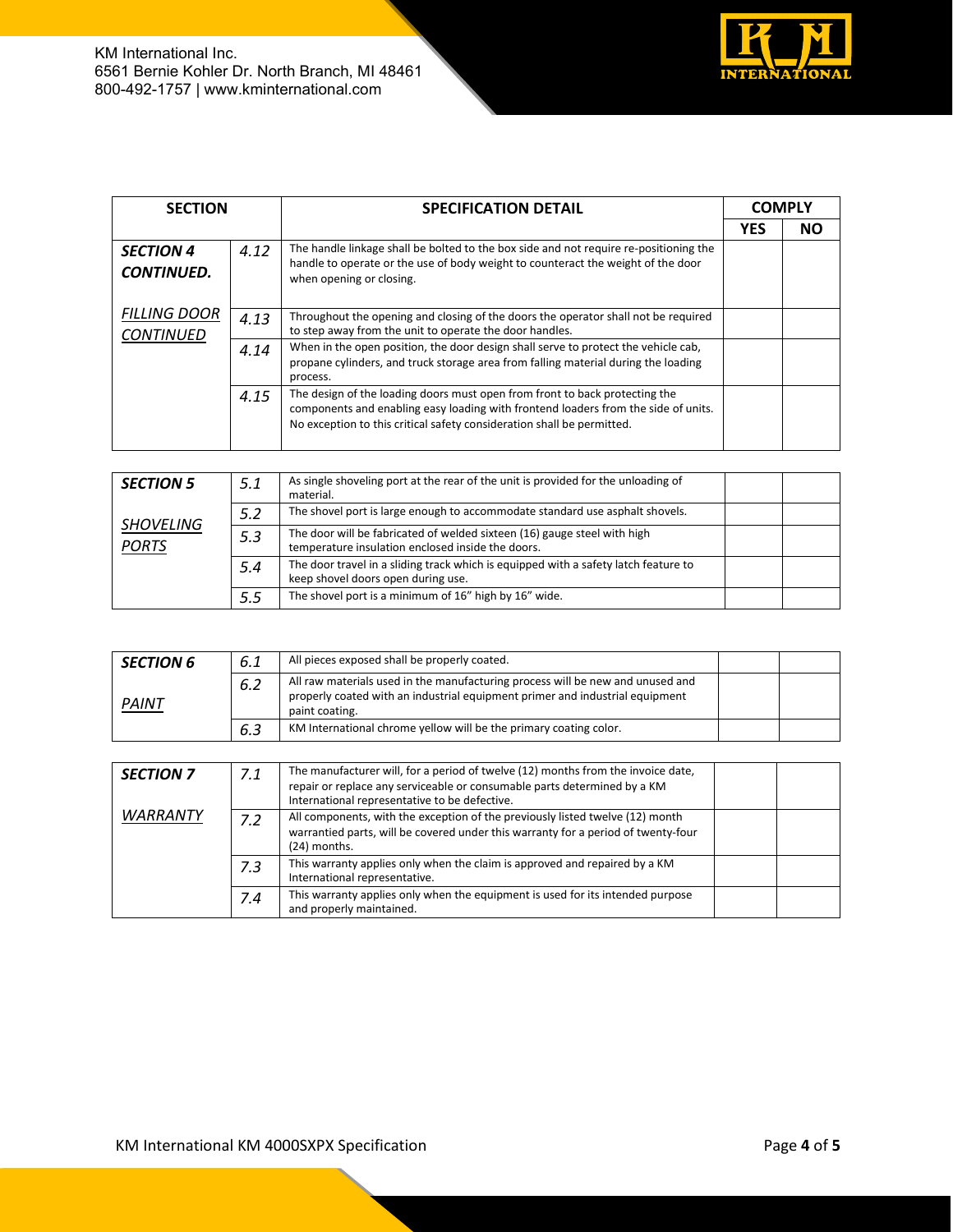| SECTION | | SPECIFICATION DETAIL | COMPLY | |
|---|---|---|---|---|
| | | | **YES** | **NO** |
| ***SECTION 4 CONTINUED.*** | *4.12* | The handle linkage shall be bolted to the box side and not require re-positioning the handle to operate or the use of body weight to counteract the weight of the door when opening or closing. | | |
| *FILLING DOOR CONTINUED* | *4.13* | Throughout the opening and closing of the doors the operator shall not be required to step away from the unit to operate the door handles. | | |
| | *4.14* | When in the open position, the door design shall serve to protect the vehicle cab, propane cylinders, and truck storage area from falling material during the loading process. | | |
| | *4.15* | The design of the loading doors must open from front to back protecting the components and enabling easy loading with frontend loaders from the side of units. No exception to this critical safety consideration shall be permitted. | | |

| | | | | |
|---|---|---|---|---|
| ***SECTION 5*** | *5.1* | As single shoveling port at the rear of the unit is provided for the unloading of material. | | |
| *SHOVELING PORTS* | *5.2* | The shovel port is large enough to accommodate standard use asphalt shovels. | | |
| | *5.3* | The door will be fabricated of welded sixteen (16) gauge steel with high temperature insulation enclosed inside the doors. | | |
| | *5.4* | The door travel in a sliding track which is equipped with a safety latch feature to keep shovel doors open during use. | | |
| | *5.5* | The shovel port is a minimum of 16" high by 16" wide. | | |

| | | | | |
|---|---|---|---|---|
| ***SECTION 6*** | *6.1* | All pieces exposed shall be properly coated. | | |
| *PAINT* | *6.2* | All raw materials used in the manufacturing process will be new and unused and properly coated with an industrial equipment primer and industrial equipment paint coating. | | |
| | *6.3* | KM International chrome yellow will be the primary coating color. | | |

| | | | | |
|---|---|---|---|---|
| ***SECTION 7*** | *7.1* | The manufacturer will, for a period of twelve (12) months from the invoice date, repair or replace any serviceable or consumable parts determined by a KM International representative to be defective. | | |
| *WARRANTY* | *7.2* | All components, with the exception of the previously listed twelve (12) month warrantied parts, will be covered under this warranty for a period of twenty-four (24) months. | | |
| | *7.3* | This warranty applies only when the claim is approved and repaired by a KM International representative. | | |
| | *7.4* | This warranty applies only when the equipment is used for its intended purpose and properly maintained. | | |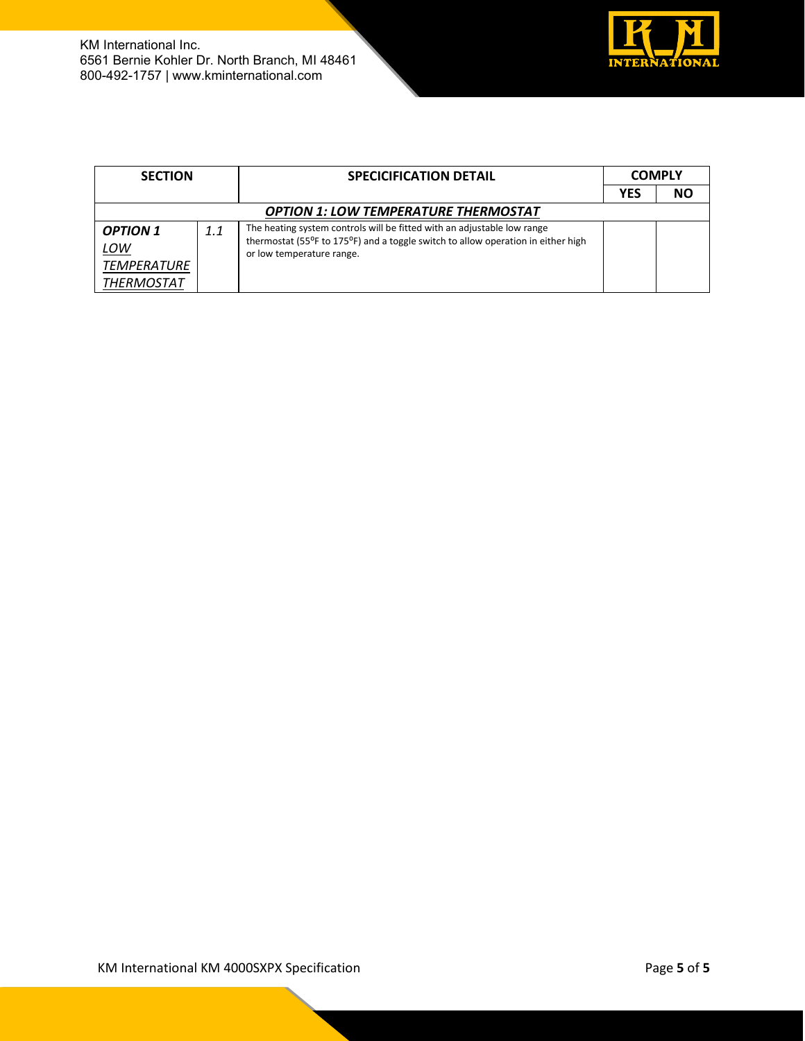| SECTION | | SPECICIFICATION DETAIL | COMPLY | |
|---|---|---|---|---|
| | | | YES | NO |
| ***OPTION 1: LOW TEMPERATURE THERMOSTAT*** | | | | |
| ***OPTION 1*** *LOW TEMPERATURE THERMOSTAT* | *1.1* | The heating system controls will be fitted with an adjustable low range thermostat (55ºF to 175ºF) and a toggle switch to allow operation in either high or low temperature range. | | |